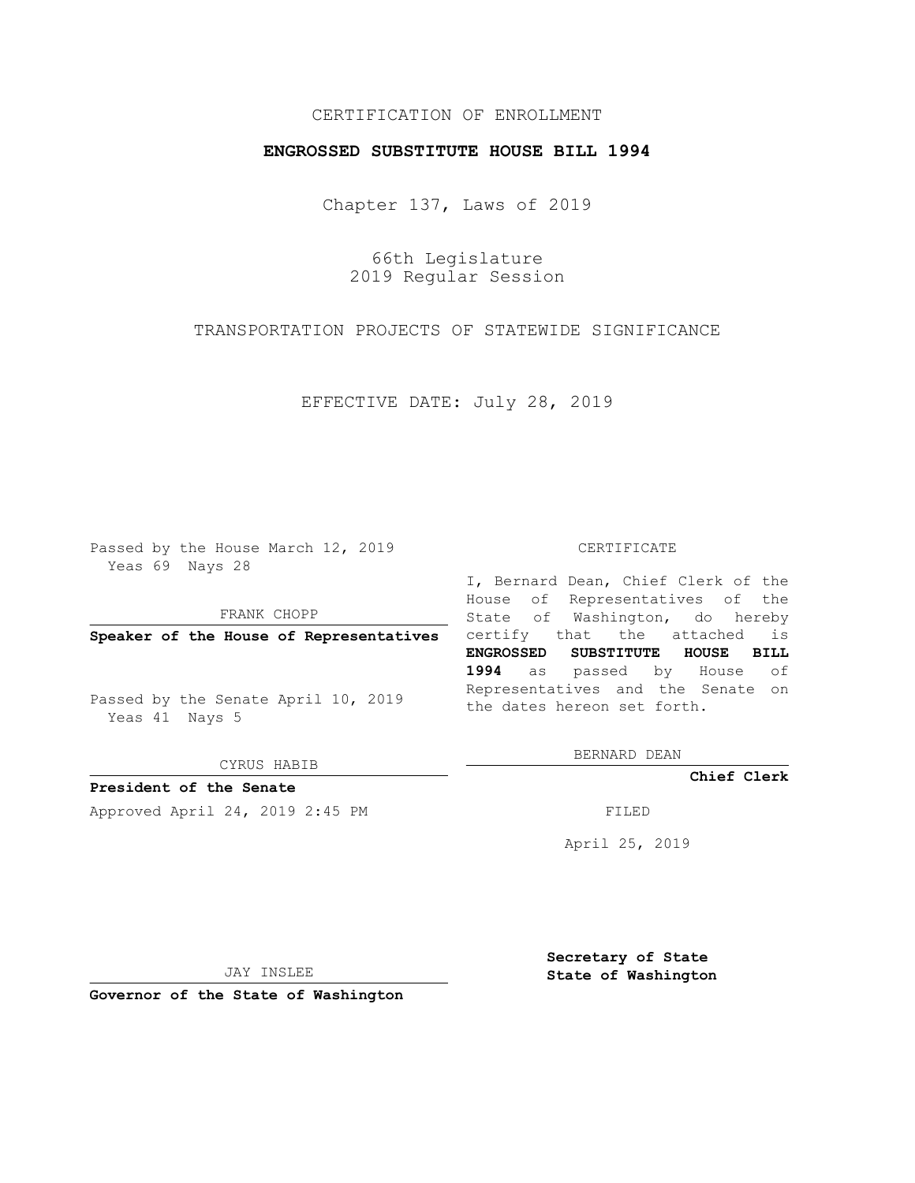CERTIFICATION OF ENROLLMENT

**ENGROSSED SUBSTITUTE HOUSE BILL 1994**

Chapter 137, Laws of 2019

66th Legislature
2019 Regular Session

TRANSPORTATION PROJECTS OF STATEWIDE SIGNIFICANCE

EFFECTIVE DATE: July 28, 2019

Passed by the House March 12, 2019
Yeas 69 Nays 28

FRANK CHOPP

**Speaker of the House of Representatives**

Passed by the Senate April 10, 2019
Yeas 41 Nays 5

CYRUS HABIB

**President of the Senate**

Approved April 24, 2019 2:45 PM

JAY INSLEE

**Governor of the State of Washington**

CERTIFICATE

I, Bernard Dean, Chief Clerk of the House of Representatives of the State of Washington, do hereby certify that the attached is **ENGROSSED SUBSTITUTE HOUSE BILL 1994** as passed by House of Representatives and the Senate on the dates hereon set forth.

BERNARD DEAN

**Chief Clerk**

FILED

April 25, 2019

**Secretary of State**
**State of Washington**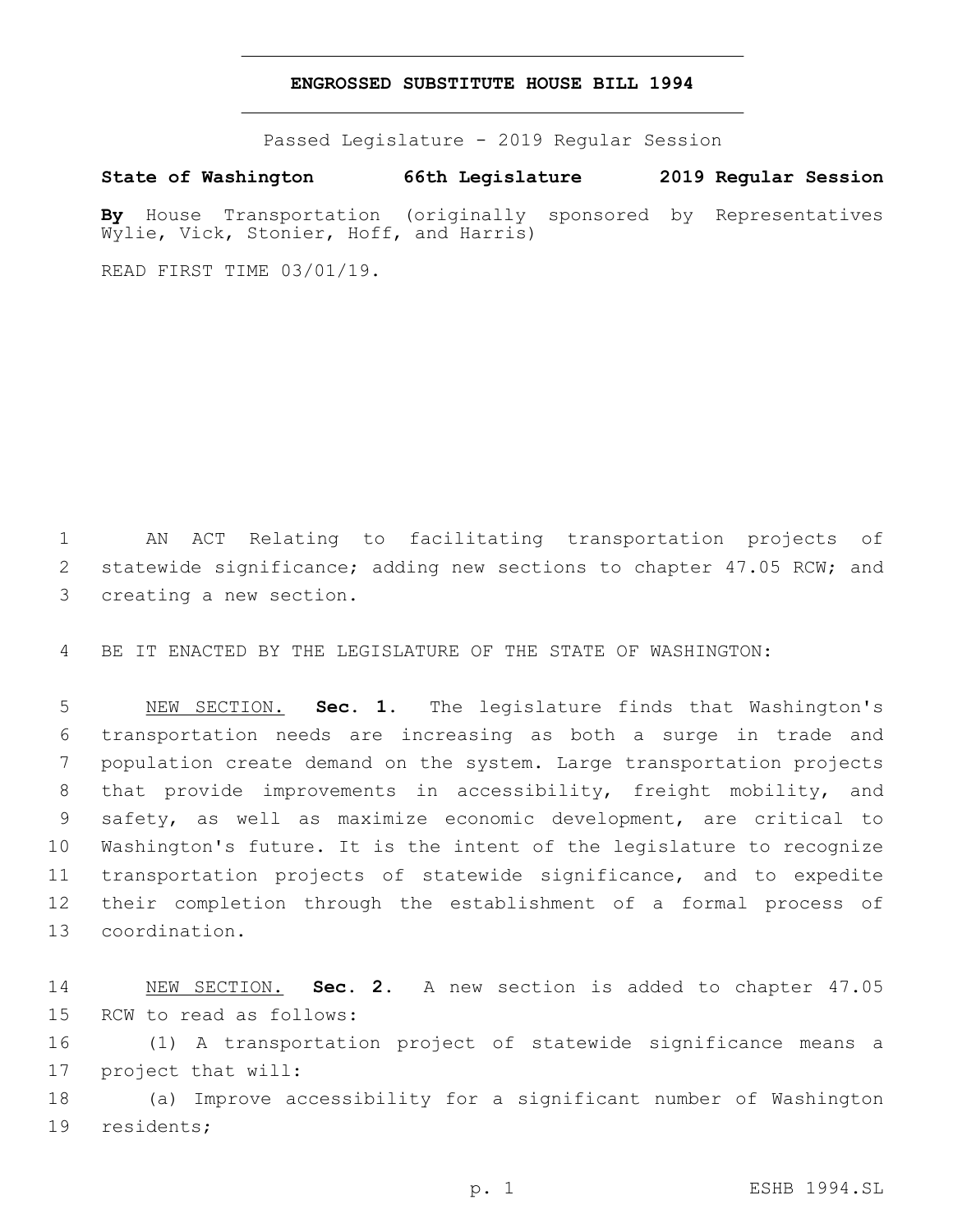**ENGROSSED SUBSTITUTE HOUSE BILL 1994**

Passed Legislature - 2019 Regular Session

**State of Washington 66th Legislature 2019 Regular Session**

**By** House Transportation (originally sponsored by Representatives Wylie, Vick, Stonier, Hoff, and Harris)

READ FIRST TIME 03/01/19.

AN ACT Relating to facilitating transportation projects of statewide significance; adding new sections to chapter 47.05 RCW; and creating a new section.

BE IT ENACTED BY THE LEGISLATURE OF THE STATE OF WASHINGTON:

NEW SECTION. **Sec. 1.** The legislature finds that Washington's transportation needs are increasing as both a surge in trade and population create demand on the system. Large transportation projects that provide improvements in accessibility, freight mobility, and safety, as well as maximize economic development, are critical to Washington's future. It is the intent of the legislature to recognize transportation projects of statewide significance, and to expedite their completion through the establishment of a formal process of coordination.

NEW SECTION. **Sec. 2.** A new section is added to chapter 47.05 RCW to read as follows:

(1) A transportation project of statewide significance means a project that will:

(a) Improve accessibility for a significant number of Washington residents;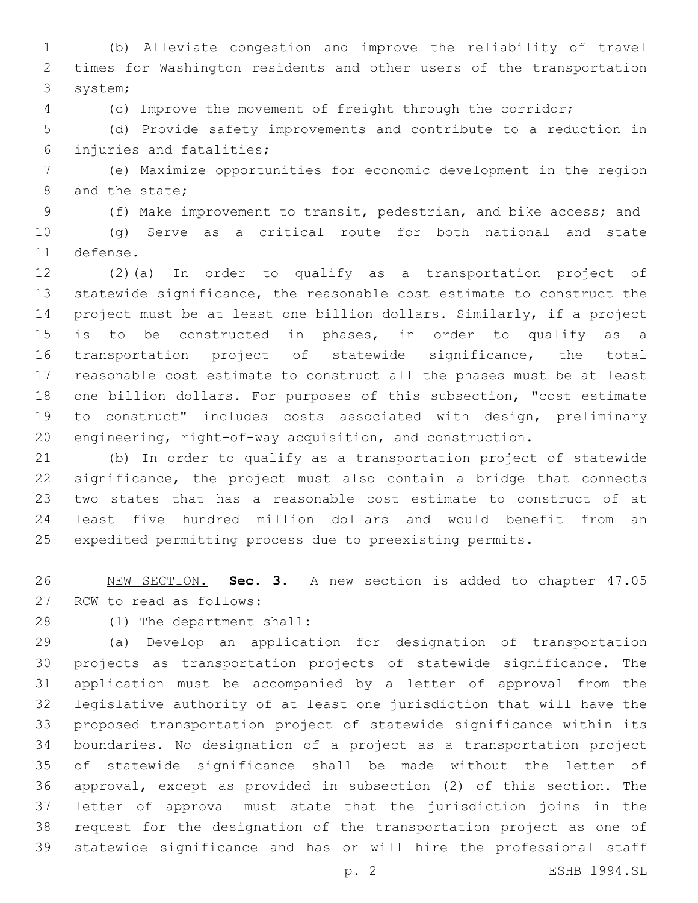(b) Alleviate congestion and improve the reliability of travel times for Washington residents and other users of the transportation system;

(c) Improve the movement of freight through the corridor;

(d) Provide safety improvements and contribute to a reduction in injuries and fatalities;

(e) Maximize opportunities for economic development in the region and the state;

(f) Make improvement to transit, pedestrian, and bike access; and

(g) Serve as a critical route for both national and state defense.

(2)(a) In order to qualify as a transportation project of statewide significance, the reasonable cost estimate to construct the project must be at least one billion dollars. Similarly, if a project is to be constructed in phases, in order to qualify as a transportation project of statewide significance, the total reasonable cost estimate to construct all the phases must be at least one billion dollars. For purposes of this subsection, "cost estimate to construct" includes costs associated with design, preliminary engineering, right-of-way acquisition, and construction.

(b) In order to qualify as a transportation project of statewide significance, the project must also contain a bridge that connects two states that has a reasonable cost estimate to construct of at least five hundred million dollars and would benefit from an expedited permitting process due to preexisting permits.

NEW SECTION. **Sec. 3.** A new section is added to chapter 47.05 RCW to read as follows:

(1) The department shall:

(a) Develop an application for designation of transportation projects as transportation projects of statewide significance. The application must be accompanied by a letter of approval from the legislative authority of at least one jurisdiction that will have the proposed transportation project of statewide significance within its boundaries. No designation of a project as a transportation project of statewide significance shall be made without the letter of approval, except as provided in subsection (2) of this section. The letter of approval must state that the jurisdiction joins in the request for the designation of the transportation project as one of statewide significance and has or will hire the professional staff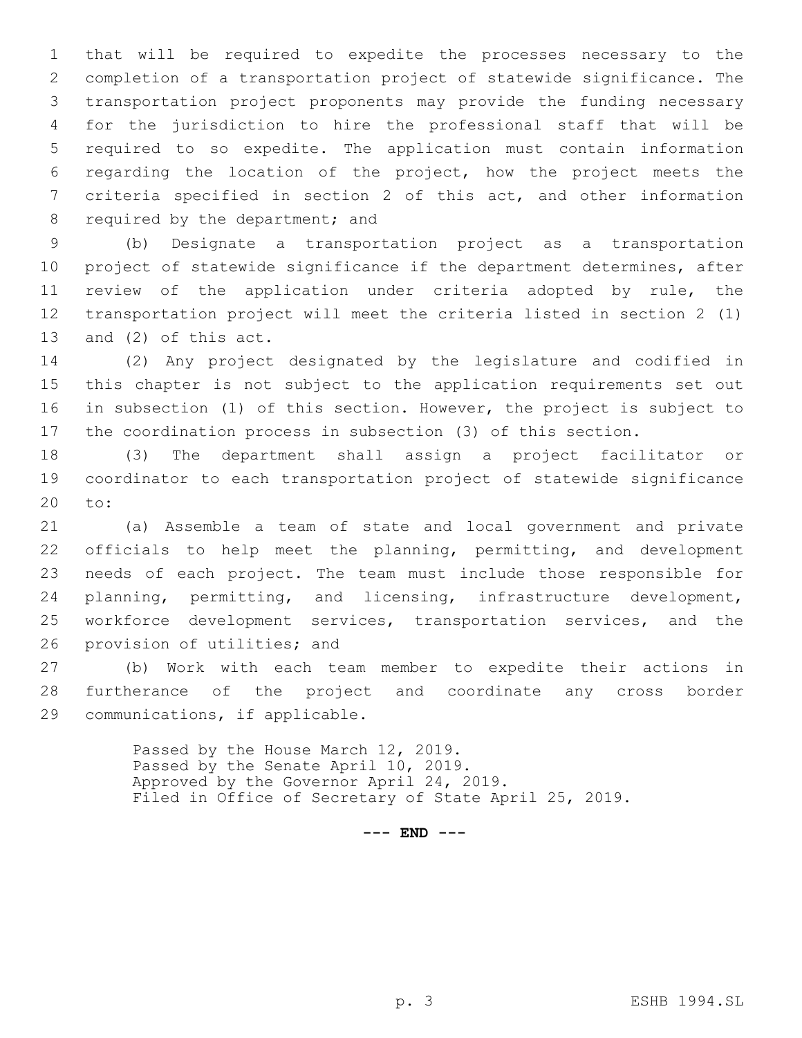that will be required to expedite the processes necessary to the completion of a transportation project of statewide significance. The transportation project proponents may provide the funding necessary for the jurisdiction to hire the professional staff that will be required to so expedite. The application must contain information regarding the location of the project, how the project meets the criteria specified in section 2 of this act, and other information required by the department; and

(b) Designate a transportation project as a transportation project of statewide significance if the department determines, after review of the application under criteria adopted by rule, the transportation project will meet the criteria listed in section 2 (1) and (2) of this act.

(2) Any project designated by the legislature and codified in this chapter is not subject to the application requirements set out in subsection (1) of this section. However, the project is subject to the coordination process in subsection (3) of this section.

(3) The department shall assign a project facilitator or coordinator to each transportation project of statewide significance to:

(a) Assemble a team of state and local government and private officials to help meet the planning, permitting, and development needs of each project. The team must include those responsible for planning, permitting, and licensing, infrastructure development, workforce development services, transportation services, and the provision of utilities; and

(b) Work with each team member to expedite their actions in furtherance of the project and coordinate any cross border communications, if applicable.

Passed by the House March 12, 2019.
Passed by the Senate April 10, 2019.
Approved by the Governor April 24, 2019.
Filed in Office of Secretary of State April 25, 2019.

**--- END ---**